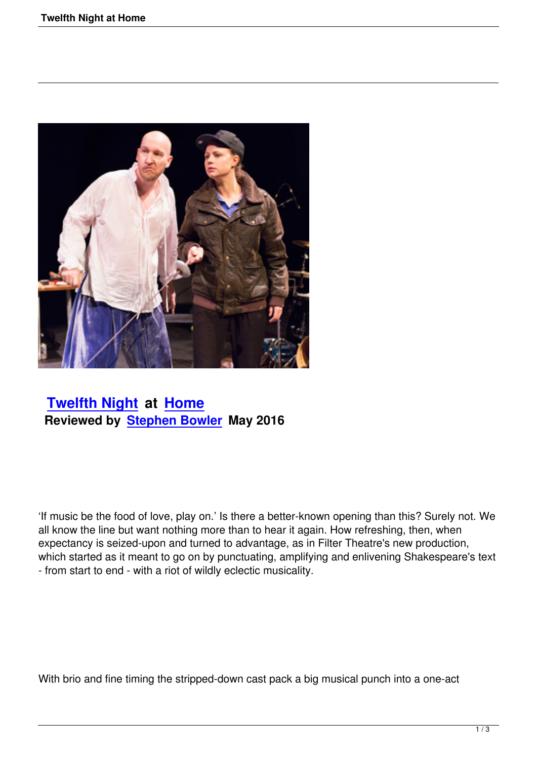# Twelfth Night at Home

**Reviewed by Stephen Bowler May 2016**

'If music be the food of love, play on.' Is there a better-known opening than this? Surely not. We all know the line but want nothing more than to hear it again. How refreshing, then, when expectancy is seized-upon and turned to advantage, as in Filter Theatre's new production, which started as it meant to go on by punctuating, amplifying and enlivening Shakespeare's text - from start to end - with a riot of wildly eclectic musicality.

With brio and fine timing the stripped-down cast pack a big musical punch into a one-act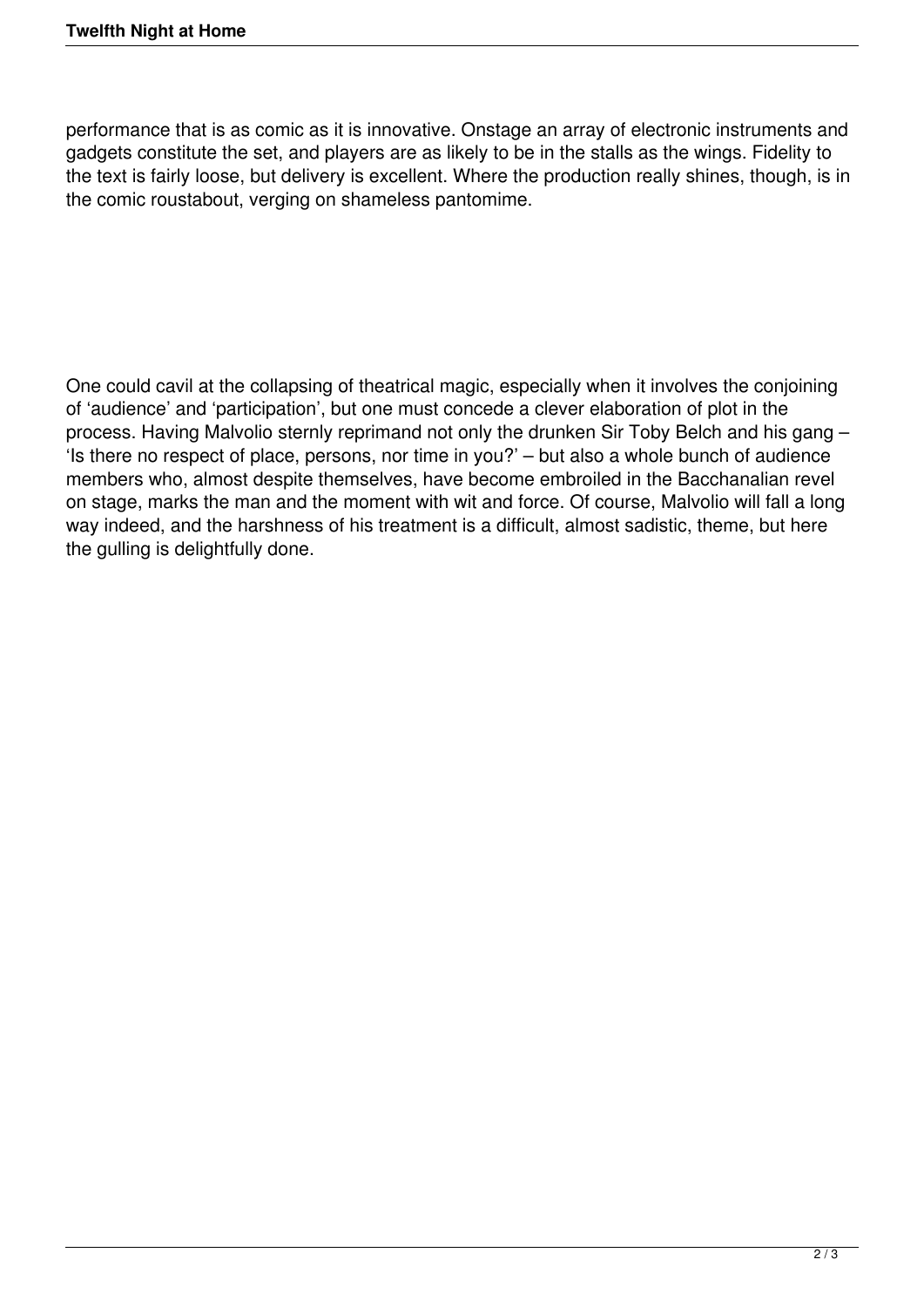performance that is as comic as it is innovative. Onstage an array of electronic instruments and gadgets constitute the set, and players are as likely to be in the stalls as the wings. Fidelity to the text is fairly loose, but delivery is excellent. Where the production really shines, though, is in the comic roustabout, verging on shameless pantomime.

One could cavil at the collapsing of theatrical magic, especially when it involves the conjoining of 'audience' and 'participation', but one must concede a clever elaboration of plot in the process. Having Malvolio sternly reprimand not only the drunken Sir Toby Belch and his gang – 'Is there no respect of place, persons, nor time in you?' – but also a whole bunch of audience members who, almost despite themselves, have become embroiled in the Bacchanalian revel on stage, marks the man and the moment with wit and force. Of course, Malvolio will fall a long way indeed, and the harshness of his treatment is a difficult, almost sadistic, theme, but here the gulling is delightfully done.